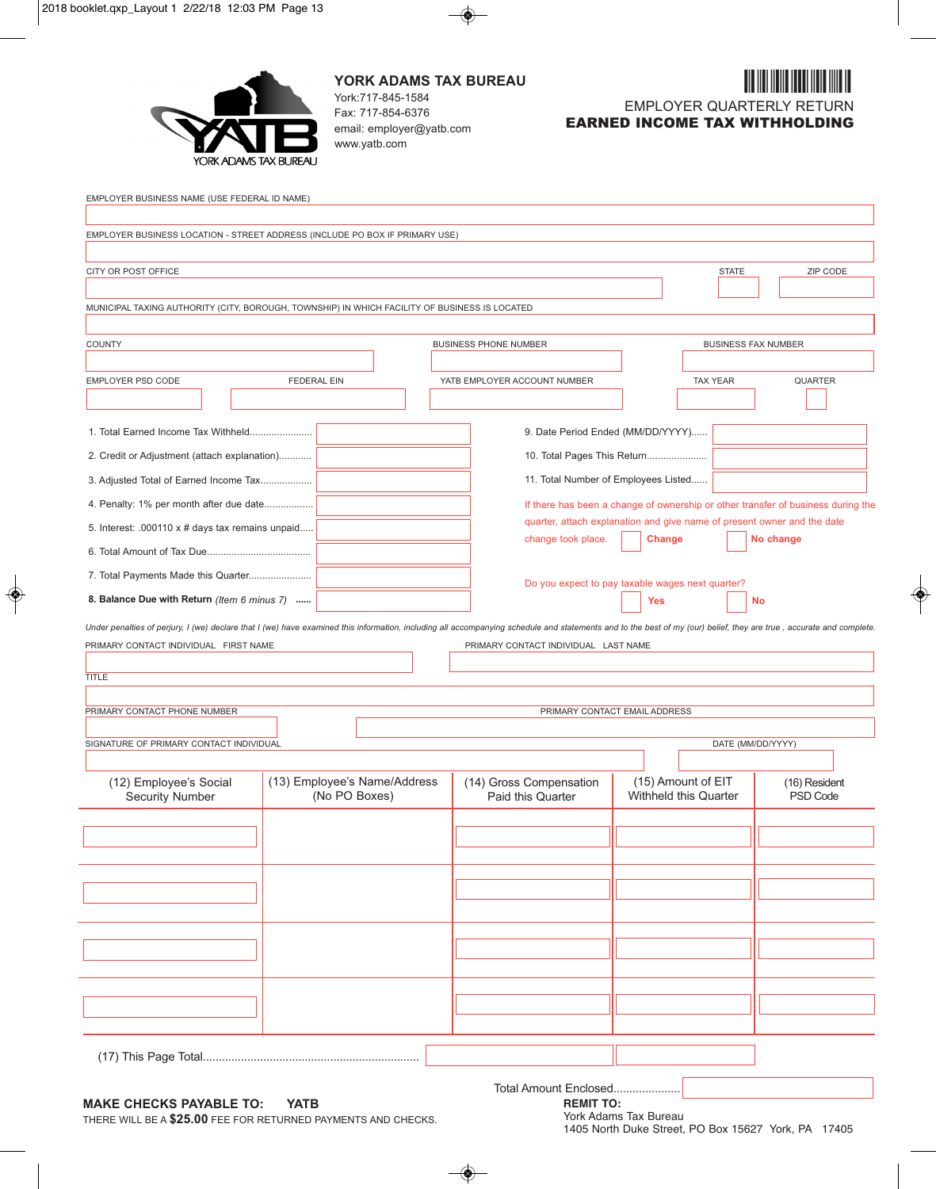# YORK ADAMS TAX BUREAU

York:717-845-1584
Fax: 717-854-6376
email: employer@yatb.com
www.yatb.com

## EMPLOYER QUARTERLY RETURN
## EARNED INCOME TAX WITHHOLDING

EMPLOYER BUSINESS NAME (USE FEDERAL ID NAME)

EMPLOYER BUSINESS LOCATION - STREET ADDRESS (INCLUDE PO BOX IF PRIMARY USE)

CITY OR POST OFFICE | STATE | ZIP CODE

MUNICIPAL TAXING AUTHORITY (CITY, BOROUGH, TOWNSHIP) IN WHICH FACILITY OF BUSINESS IS LOCATED

COUNTY | BUSINESS PHONE NUMBER | BUSINESS FAX NUMBER

EMPLOYER PSD CODE | FEDERAL EIN | YATB EMPLOYER ACCOUNT NUMBER | TAX YEAR | QUARTER

1. Total Earned Income Tax Withheld.......................
2. Credit or Adjustment (attach explanation)............
3. Adjusted Total of Earned Income Tax...................
4. Penalty: 1% per month after due date..................
5. Interest: .000110 x # days tax remains unpaid.....
6. Total Amount of Tax Due......................................
7. Total Payments Made this Quarter.......................
8. **Balance Due with Return** *(Item 6 minus 7)* ......

9. Date Period Ended (MM/DD/YYYY)......
10. Total Pages This Return......................
11. Total Number of Employees Listed......

If there has been a change of ownership or other transfer of business during the quarter, attach explanation and give name of present owner and the date change took place. ☐ **Change** ☐ **No change**

Do you expect to pay taxable wages next quarter? ☐ **Yes** ☐ **No**

*Under penalties of perjury, I (we) declare that I (we) have examined this information, including all accompanying schedule and statements and to the best of my (our) belief, they are true , accurate and complete.*

PRIMARY CONTACT INDIVIDUAL FIRST NAME | PRIMARY CONTACT INDIVIDUAL LAST NAME

TITLE

PRIMARY CONTACT PHONE NUMBER | PRIMARY CONTACT EMAIL ADDRESS

SIGNATURE OF PRIMARY CONTACT INDIVIDUAL | DATE (MM/DD/YYYY)

| (12) Employee's Social Security Number | (13) Employee's Name/Address (No PO Boxes) | (14) Gross Compensation Paid this Quarter | (15) Amount of EIT Withheld this Quarter | (16) Resident PSD Code |
|---|---|---|---|---|
| | | | | |
| | | | | |
| | | | | |
| | | | | |

(17) This Page Total....................................................................

Total Amount Enclosed.....................

**MAKE CHECKS PAYABLE TO: YATB**

THERE WILL BE A **$25.00** FEE FOR RETURNED PAYMENTS AND CHECKS.

**REMIT TO:**
York Adams Tax Bureau
1405 North Duke Street, PO Box 15627 York, PA 17405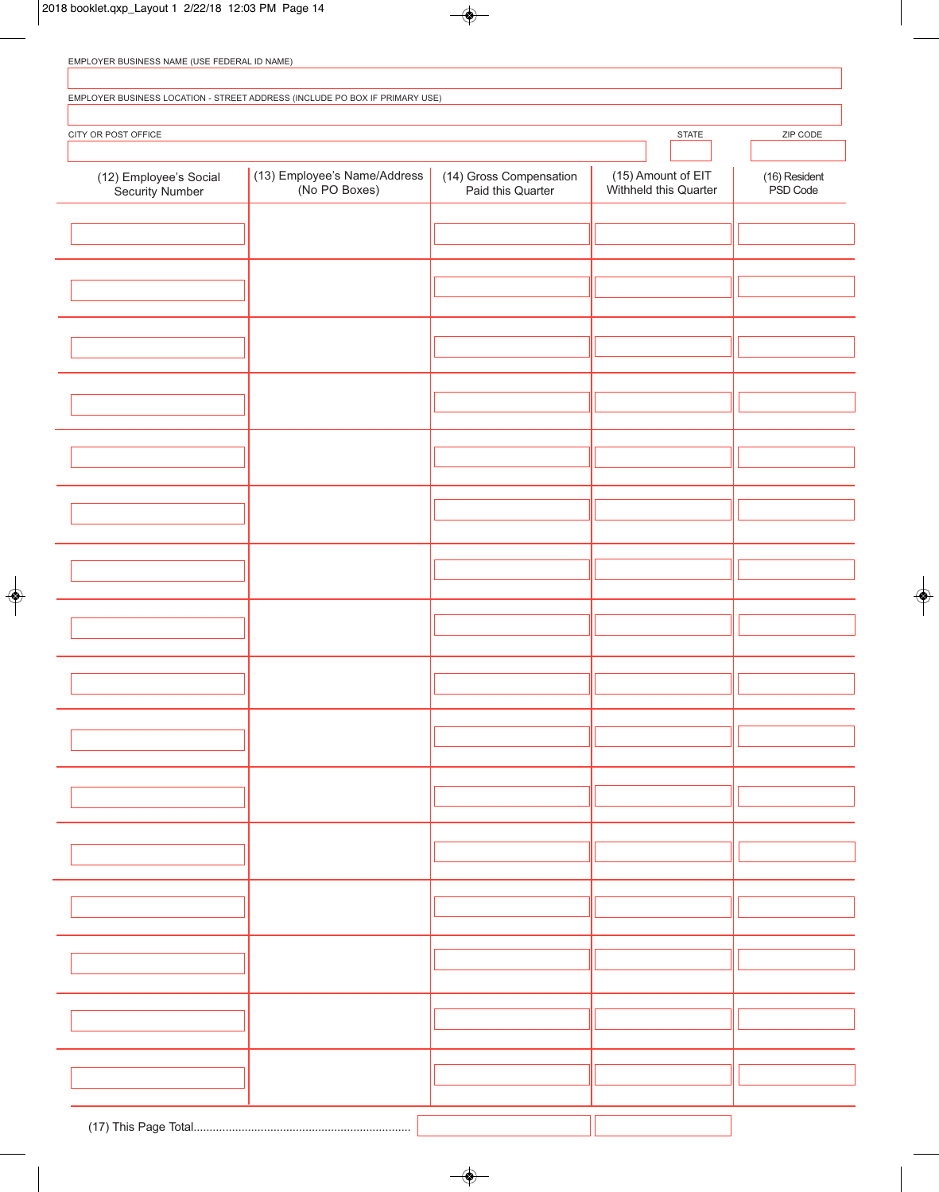EMPLOYER BUSINESS NAME (USE FEDERAL ID NAME)

EMPLOYER BUSINESS LOCATION - STREET ADDRESS (INCLUDE PO BOX IF PRIMARY USE)

CITY OR POST OFFICE | STATE | ZIP CODE

| (12) Employee's Social Security Number | (13) Employee's Name/Address (No PO Boxes) | (14) Gross Compensation Paid this Quarter | (15) Amount of EIT Withheld this Quarter | (16) Resident PSD Code |
|---|---|---|---|---|
| | | | | |
| | | | | |
| | | | | |
| | | | | |
| | | | | |
| | | | | |
| | | | | |
| | | | | |
| | | | | |
| | | | | |
| | | | | |
| | | | | |
| | | | | |
| | | | | |
| | | | | |
| | | | | |
| (17) This Page Total........ | | | | |